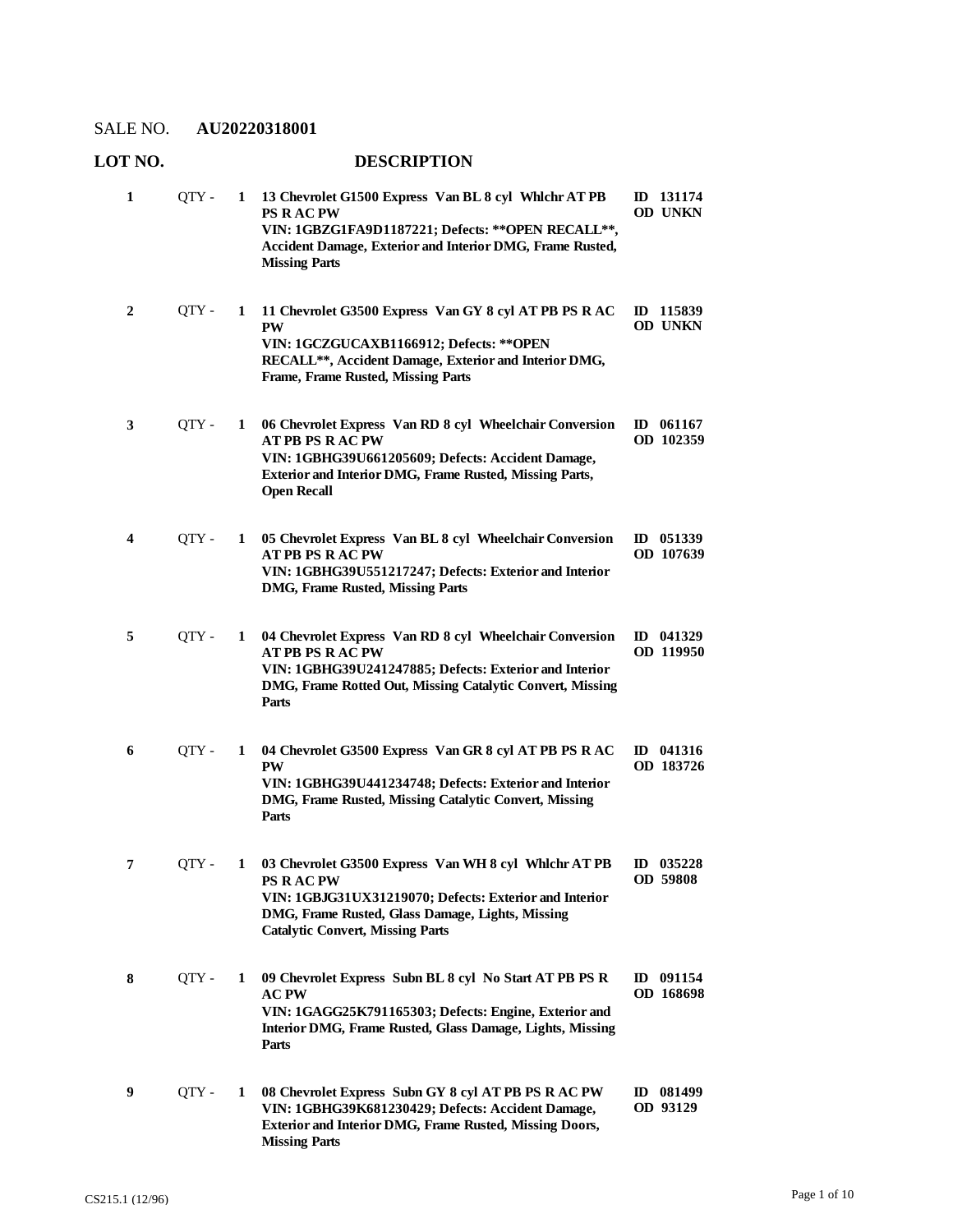SALE NO. **AU20220318001**

| LOT NO. | QTY | | DESCRIPTION | ID / OD |
|---|---|---|---|---|
| 1 | QTY - | 1 | **13 Chevrolet G1500 Express Van BL 8 cyl Whlchr AT PB PS R AC PW**<br>**VIN: 1GBZG1FA9D1187221; Defects: \*\*OPEN RECALL\*\*, Accident Damage, Exterior and Interior DMG, Frame Rusted, Missing Parts** | **ID 131174**<br>**OD UNKN** |
| 2 | QTY - | 1 | **11 Chevrolet G3500 Express Van GY 8 cyl AT PB PS R AC PW**<br>**VIN: 1GCZGUCAXB1166912; Defects: \*\*OPEN RECALL\*\*, Accident Damage, Exterior and Interior DMG, Frame, Frame Rusted, Missing Parts** | **ID 115839**<br>**OD UNKN** |
| 3 | QTY - | 1 | **06 Chevrolet Express Van RD 8 cyl Wheelchair Conversion AT PB PS R AC PW**<br>**VIN: 1GBHG39U661205609; Defects: Accident Damage, Exterior and Interior DMG, Frame Rusted, Missing Parts, Open Recall** | **ID 061167**<br>**OD 102359** |
| 4 | QTY - | 1 | **05 Chevrolet Express Van BL 8 cyl Wheelchair Conversion AT PB PS R AC PW**<br>**VIN: 1GBHG39U551217247; Defects: Exterior and Interior DMG, Frame Rusted, Missing Parts** | **ID 051339**<br>**OD 107639** |
| 5 | QTY - | 1 | **04 Chevrolet Express Van RD 8 cyl Wheelchair Conversion AT PB PS R AC PW**<br>**VIN: 1GBHG39U241247885; Defects: Exterior and Interior DMG, Frame Rotted Out, Missing Catalytic Convert, Missing Parts** | **ID 041329**<br>**OD 119950** |
| 6 | QTY - | 1 | **04 Chevrolet G3500 Express Van GR 8 cyl AT PB PS R AC PW**<br>**VIN: 1GBHG39U441234748; Defects: Exterior and Interior DMG, Frame Rusted, Missing Catalytic Convert, Missing Parts** | **ID 041316**<br>**OD 183726** |
| 7 | QTY - | 1 | **03 Chevrolet G3500 Express Van WH 8 cyl Whlchr AT PB PS R AC PW**<br>**VIN: 1GBJG31UX31219070; Defects: Exterior and Interior DMG, Frame Rusted, Glass Damage, Lights, Missing Catalytic Convert, Missing Parts** | **ID 035228**<br>**OD 59808** |
| 8 | QTY - | 1 | **09 Chevrolet Express Subn BL 8 cyl No Start AT PB PS R AC PW**<br>**VIN: 1GAGG25K791165303; Defects: Engine, Exterior and Interior DMG, Frame Rusted, Glass Damage, Lights, Missing Parts** | **ID 091154**<br>**OD 168698** |
| 9 | QTY - | 1 | **08 Chevrolet Express Subn GY 8 cyl AT PB PS R AC PW**<br>**VIN: 1GBHG39K681230429; Defects: Accident Damage, Exterior and Interior DMG, Frame Rusted, Missing Doors, Missing Parts** | **ID 081499**<br>**OD 93129** |

CS215.1 (12/96)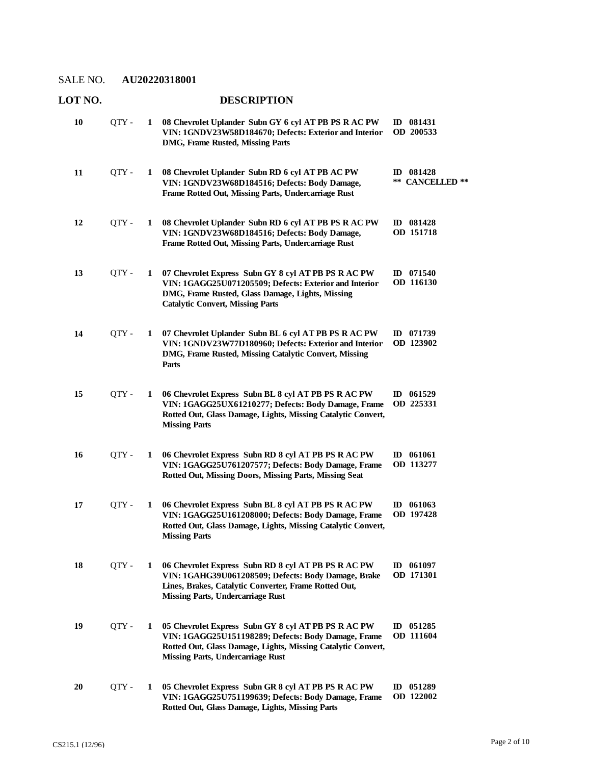SALE NO. **AU20220318001**

| LOT NO. | | | DESCRIPTION | |
|---|---|---|---|---|
| **10** | QTY - | **1** | **08 Chevrolet Uplander Subn GY 6 cyl AT PB PS R AC PW VIN: 1GNDV23W58D184670; Defects: Exterior and Interior DMG, Frame Rusted, Missing Parts** | **ID 081431** **OD 200533** |
| **11** | QTY - | **1** | **08 Chevrolet Uplander Subn RD 6 cyl AT PB AC PW VIN: 1GNDV23W68D184516; Defects: Body Damage, Frame Rotted Out, Missing Parts, Undercarriage Rust** | **ID 081428** **\*\* CANCELLED \*\*** |
| **12** | QTY - | **1** | **08 Chevrolet Uplander Subn RD 6 cyl AT PB PS R AC PW VIN: 1GNDV23W68D184516; Defects: Body Damage, Frame Rotted Out, Missing Parts, Undercarriage Rust** | **ID 081428** **OD 151718** |
| **13** | QTY - | **1** | **07 Chevrolet Express Subn GY 8 cyl AT PB PS R AC PW VIN: 1GAGG25U071205509; Defects: Exterior and Interior DMG, Frame Rusted, Glass Damage, Lights, Missing Catalytic Convert, Missing Parts** | **ID 071540** **OD 116130** |
| **14** | QTY - | **1** | **07 Chevrolet Uplander Subn BL 6 cyl AT PB PS R AC PW VIN: 1GNDV23W77D180960; Defects: Exterior and Interior DMG, Frame Rusted, Missing Catalytic Convert, Missing Parts** | **ID 071739** **OD 123902** |
| **15** | QTY - | **1** | **06 Chevrolet Express Subn BL 8 cyl AT PB PS R AC PW VIN: 1GAGG25UX61210277; Defects: Body Damage, Frame Rotted Out, Glass Damage, Lights, Missing Catalytic Convert, Missing Parts** | **ID 061529** **OD 225331** |
| **16** | QTY - | **1** | **06 Chevrolet Express Subn RD 8 cyl AT PB PS R AC PW VIN: 1GAGG25U761207577; Defects: Body Damage, Frame Rotted Out, Missing Doors, Missing Parts, Missing Seat** | **ID 061061** **OD 113277** |
| **17** | QTY - | **1** | **06 Chevrolet Express Subn BL 8 cyl AT PB PS R AC PW VIN: 1GAGG25U161208000; Defects: Body Damage, Frame Rotted Out, Glass Damage, Lights, Missing Catalytic Convert, Missing Parts** | **ID 061063** **OD 197428** |
| **18** | QTY - | **1** | **06 Chevrolet Express Subn RD 8 cyl AT PB PS R AC PW VIN: 1GAHG39U061208509; Defects: Body Damage, Brake Lines, Brakes, Catalytic Converter, Frame Rotted Out, Missing Parts, Undercarriage Rust** | **ID 061097** **OD 171301** |
| **19** | QTY - | **1** | **05 Chevrolet Express Subn GY 8 cyl AT PB PS R AC PW VIN: 1GAGG25U151198289; Defects: Body Damage, Frame Rotted Out, Glass Damage, Lights, Missing Catalytic Convert, Missing Parts, Undercarriage Rust** | **ID 051285** **OD 111604** |
| **20** | QTY - | **1** | **05 Chevrolet Express Subn GR 8 cyl AT PB PS R AC PW VIN: 1GAGG25U751199639; Defects: Body Damage, Frame Rotted Out, Glass Damage, Lights, Missing Parts** | **ID 051289** **OD 122002** |

CS215.1 (12/96)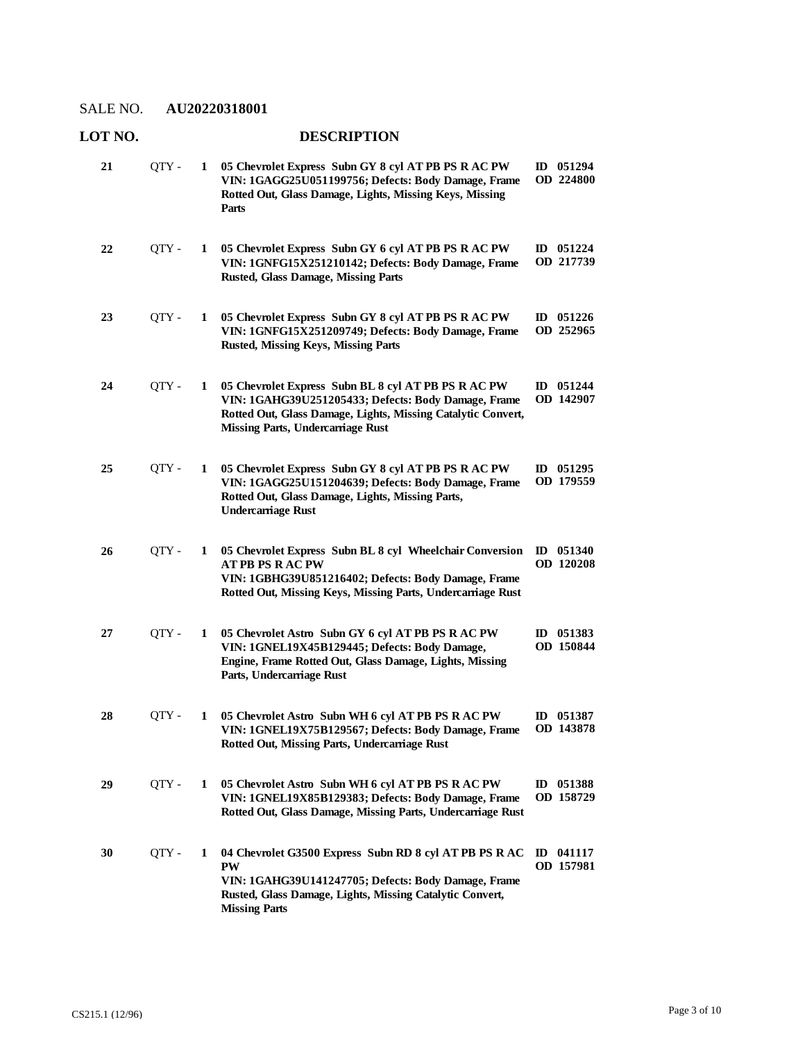SALE NO. **AU20220318001**

| LOT NO. | | | DESCRIPTION | |
|---|---|---|---|---|
| 21 | QTY - | 1 | **05 Chevrolet Express Subn GY 8 cyl AT PB PS R AC PW VIN: 1GAGG25U051199756; Defects: Body Damage, Frame Rotted Out, Glass Damage, Lights, Missing Keys, Missing Parts** | **ID 051294 OD 224800** |
| 22 | QTY - | 1 | **05 Chevrolet Express Subn GY 6 cyl AT PB PS R AC PW VIN: 1GNFG15X251210142; Defects: Body Damage, Frame Rusted, Glass Damage, Missing Parts** | **ID 051224 OD 217739** |
| 23 | QTY - | 1 | **05 Chevrolet Express Subn GY 8 cyl AT PB PS R AC PW VIN: 1GNFG15X251209749; Defects: Body Damage, Frame Rusted, Missing Keys, Missing Parts** | **ID 051226 OD 252965** |
| 24 | QTY - | 1 | **05 Chevrolet Express Subn BL 8 cyl AT PB PS R AC PW VIN: 1GAHG39U251205433; Defects: Body Damage, Frame Rotted Out, Glass Damage, Lights, Missing Catalytic Convert, Missing Parts, Undercarriage Rust** | **ID 051244 OD 142907** |
| 25 | QTY - | 1 | **05 Chevrolet Express Subn GY 8 cyl AT PB PS R AC PW VIN: 1GAGG25U151204639; Defects: Body Damage, Frame Rotted Out, Glass Damage, Lights, Missing Parts, Undercarriage Rust** | **ID 051295 OD 179559** |
| 26 | QTY - | 1 | **05 Chevrolet Express Subn BL 8 cyl Wheelchair Conversion AT PB PS R AC PW VIN: 1GBHG39U851216402; Defects: Body Damage, Frame Rotted Out, Missing Keys, Missing Parts, Undercarriage Rust** | **ID 051340 OD 120208** |
| 27 | QTY - | 1 | **05 Chevrolet Astro Subn GY 6 cyl AT PB PS R AC PW VIN: 1GNEL19X45B129445; Defects: Body Damage, Engine, Frame Rotted Out, Glass Damage, Lights, Missing Parts, Undercarriage Rust** | **ID 051383 OD 150844** |
| 28 | QTY - | 1 | **05 Chevrolet Astro Subn WH 6 cyl AT PB PS R AC PW VIN: 1GNEL19X75B129567; Defects: Body Damage, Frame Rotted Out, Missing Parts, Undercarriage Rust** | **ID 051387 OD 143878** |
| 29 | QTY - | 1 | **05 Chevrolet Astro Subn WH 6 cyl AT PB PS R AC PW VIN: 1GNEL19X85B129383; Defects: Body Damage, Frame Rotted Out, Glass Damage, Missing Parts, Undercarriage Rust** | **ID 051388 OD 158729** |
| 30 | QTY - | 1 | **04 Chevrolet G3500 Express Subn RD 8 cyl AT PB PS R AC PW VIN: 1GAHG39U141247705; Defects: Body Damage, Frame Rusted, Glass Damage, Lights, Missing Catalytic Convert, Missing Parts** | **ID 041117 OD 157981** |

CS215.1 (12/96)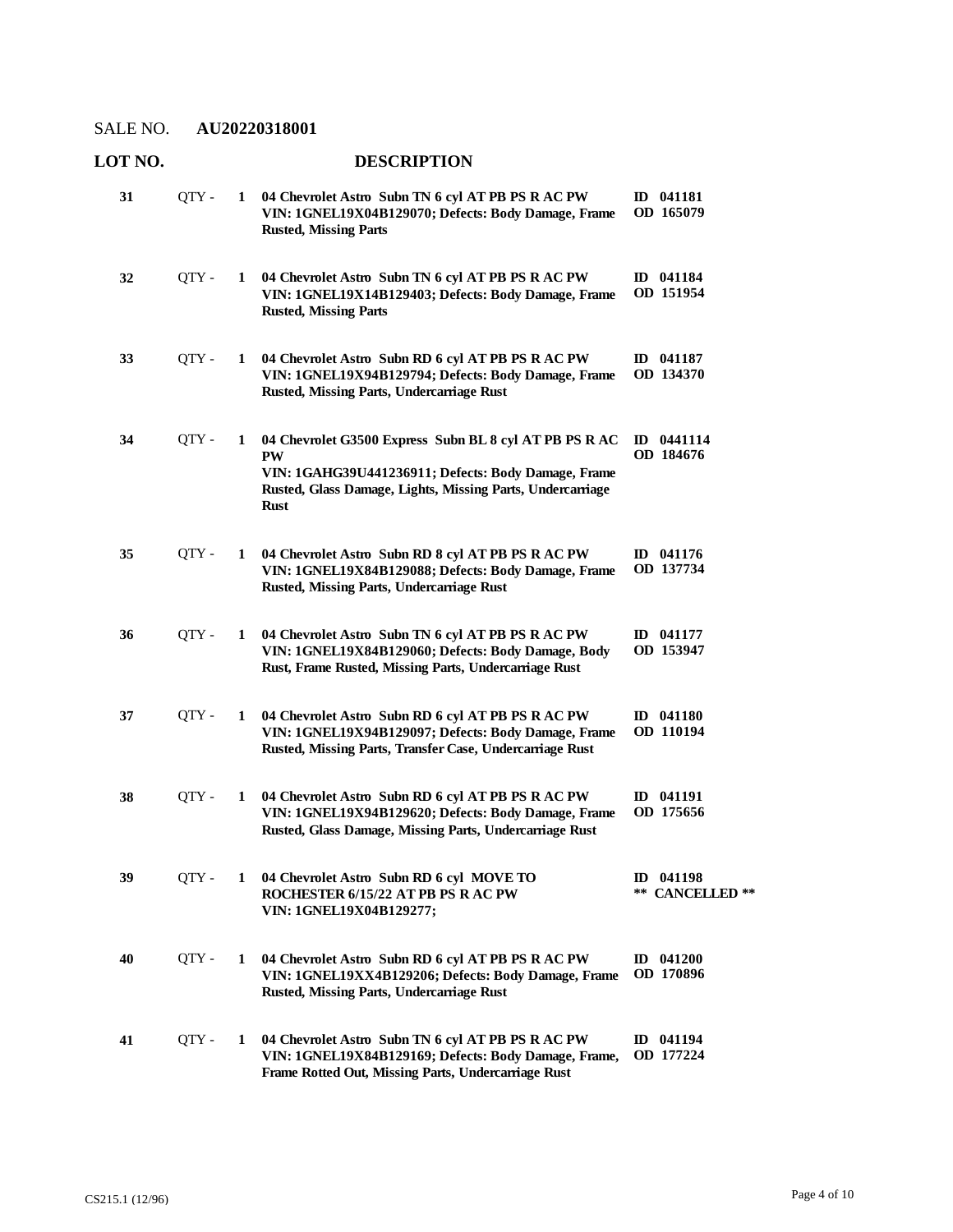SALE NO. **AU20220318001**

| LOT NO. | | | DESCRIPTION | |
|---|---|---|---|---|
| **31** | QTY - | **1** | **04 Chevrolet Astro Subn TN 6 cyl AT PB PS R AC PW VIN: 1GNEL19X04B129070; Defects: Body Damage, Frame Rusted, Missing Parts** | **ID 041181 OD 165079** |
| **32** | QTY - | **1** | **04 Chevrolet Astro Subn TN 6 cyl AT PB PS R AC PW VIN: 1GNEL19X14B129403; Defects: Body Damage, Frame Rusted, Missing Parts** | **ID 041184 OD 151954** |
| **33** | QTY - | **1** | **04 Chevrolet Astro Subn RD 6 cyl AT PB PS R AC PW VIN: 1GNEL19X94B129794; Defects: Body Damage, Frame Rusted, Missing Parts, Undercarriage Rust** | **ID 041187 OD 134370** |
| **34** | QTY - | **1** | **04 Chevrolet G3500 Express Subn BL 8 cyl AT PB PS R AC PW VIN: 1GAHG39U441236911; Defects: Body Damage, Frame Rusted, Glass Damage, Lights, Missing Parts, Undercarriage Rust** | **ID 0441114 OD 184676** |
| **35** | QTY - | **1** | **04 Chevrolet Astro Subn RD 8 cyl AT PB PS R AC PW VIN: 1GNEL19X84B129088; Defects: Body Damage, Frame Rusted, Missing Parts, Undercarriage Rust** | **ID 041176 OD 137734** |
| **36** | QTY - | **1** | **04 Chevrolet Astro Subn TN 6 cyl AT PB PS R AC PW VIN: 1GNEL19X84B129060; Defects: Body Damage, Body Rust, Frame Rusted, Missing Parts, Undercarriage Rust** | **ID 041177 OD 153947** |
| **37** | QTY - | **1** | **04 Chevrolet Astro Subn RD 6 cyl AT PB PS R AC PW VIN: 1GNEL19X94B129097; Defects: Body Damage, Frame Rusted, Missing Parts, Transfer Case, Undercarriage Rust** | **ID 041180 OD 110194** |
| **38** | QTY - | **1** | **04 Chevrolet Astro Subn RD 6 cyl AT PB PS R AC PW VIN: 1GNEL19X94B129620; Defects: Body Damage, Frame Rusted, Glass Damage, Missing Parts, Undercarriage Rust** | **ID 041191 OD 175656** |
| **39** | QTY - | **1** | **04 Chevrolet Astro Subn RD 6 cyl MOVE TO ROCHESTER 6/15/22 AT PB PS R AC PW VIN: 1GNEL19X04B129277;** | **ID 041198 ** CANCELLED **** |
| **40** | QTY - | **1** | **04 Chevrolet Astro Subn RD 6 cyl AT PB PS R AC PW VIN: 1GNEL19XX4B129206; Defects: Body Damage, Frame Rusted, Missing Parts, Undercarriage Rust** | **ID 041200 OD 170896** |
| **41** | QTY - | **1** | **04 Chevrolet Astro Subn TN 6 cyl AT PB PS R AC PW VIN: 1GNEL19X84B129169; Defects: Body Damage, Frame, Frame Rotted Out, Missing Parts, Undercarriage Rust** | **ID 041194 OD 177224** |

CS215.1 (12/96)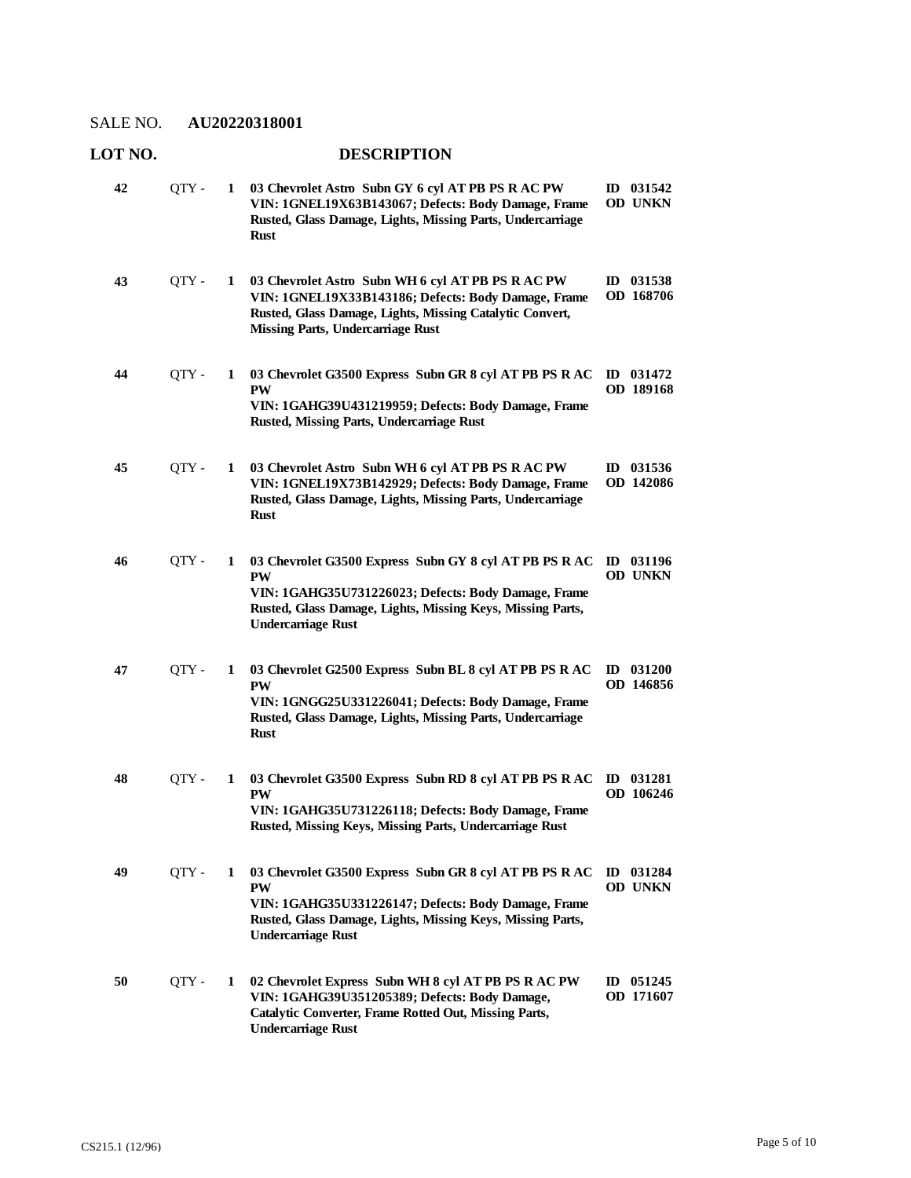SALE NO. **AU20220318001**

| LOT NO. | | | DESCRIPTION | |
|---|---|---|---|---|
| **42** | QTY - | **1** | **03 Chevrolet Astro Subn GY 6 cyl AT PB PS R AC PW VIN: 1GNEL19X63B143067; Defects: Body Damage, Frame Rusted, Glass Damage, Lights, Missing Parts, Undercarriage Rust** | **ID 031542 OD UNKN** |
| **43** | QTY - | **1** | **03 Chevrolet Astro Subn WH 6 cyl AT PB PS R AC PW VIN: 1GNEL19X33B143186; Defects: Body Damage, Frame Rusted, Glass Damage, Lights, Missing Catalytic Convert, Missing Parts, Undercarriage Rust** | **ID 031538 OD 168706** |
| **44** | QTY - | **1** | **03 Chevrolet G3500 Express Subn GR 8 cyl AT PB PS R AC PW VIN: 1GAHG39U431219959; Defects: Body Damage, Frame Rusted, Missing Parts, Undercarriage Rust** | **ID 031472 OD 189168** |
| **45** | QTY - | **1** | **03 Chevrolet Astro Subn WH 6 cyl AT PB PS R AC PW VIN: 1GNEL19X73B142929; Defects: Body Damage, Frame Rusted, Glass Damage, Lights, Missing Parts, Undercarriage Rust** | **ID 031536 OD 142086** |
| **46** | QTY - | **1** | **03 Chevrolet G3500 Express Subn GY 8 cyl AT PB PS R AC PW VIN: 1GAHG35U731226023; Defects: Body Damage, Frame Rusted, Glass Damage, Lights, Missing Keys, Missing Parts, Undercarriage Rust** | **ID 031196 OD UNKN** |
| **47** | QTY - | **1** | **03 Chevrolet G2500 Express Subn BL 8 cyl AT PB PS R AC PW VIN: 1GNGG25U331226041; Defects: Body Damage, Frame Rusted, Glass Damage, Lights, Missing Parts, Undercarriage Rust** | **ID 031200 OD 146856** |
| **48** | QTY - | **1** | **03 Chevrolet G3500 Express Subn RD 8 cyl AT PB PS R AC PW VIN: 1GAHG35U731226118; Defects: Body Damage, Frame Rusted, Missing Keys, Missing Parts, Undercarriage Rust** | **ID 031281 OD 106246** |
| **49** | QTY - | **1** | **03 Chevrolet G3500 Express Subn GR 8 cyl AT PB PS R AC PW VIN: 1GAHG35U331226147; Defects: Body Damage, Frame Rusted, Glass Damage, Lights, Missing Keys, Missing Parts, Undercarriage Rust** | **ID 031284 OD UNKN** |
| **50** | QTY - | **1** | **02 Chevrolet Express Subn WH 8 cyl AT PB PS R AC PW VIN: 1GAHG39U351205389; Defects: Body Damage, Catalytic Converter, Frame Rotted Out, Missing Parts, Undercarriage Rust** | **ID 051245 OD 171607** |

CS215.1 (12/96)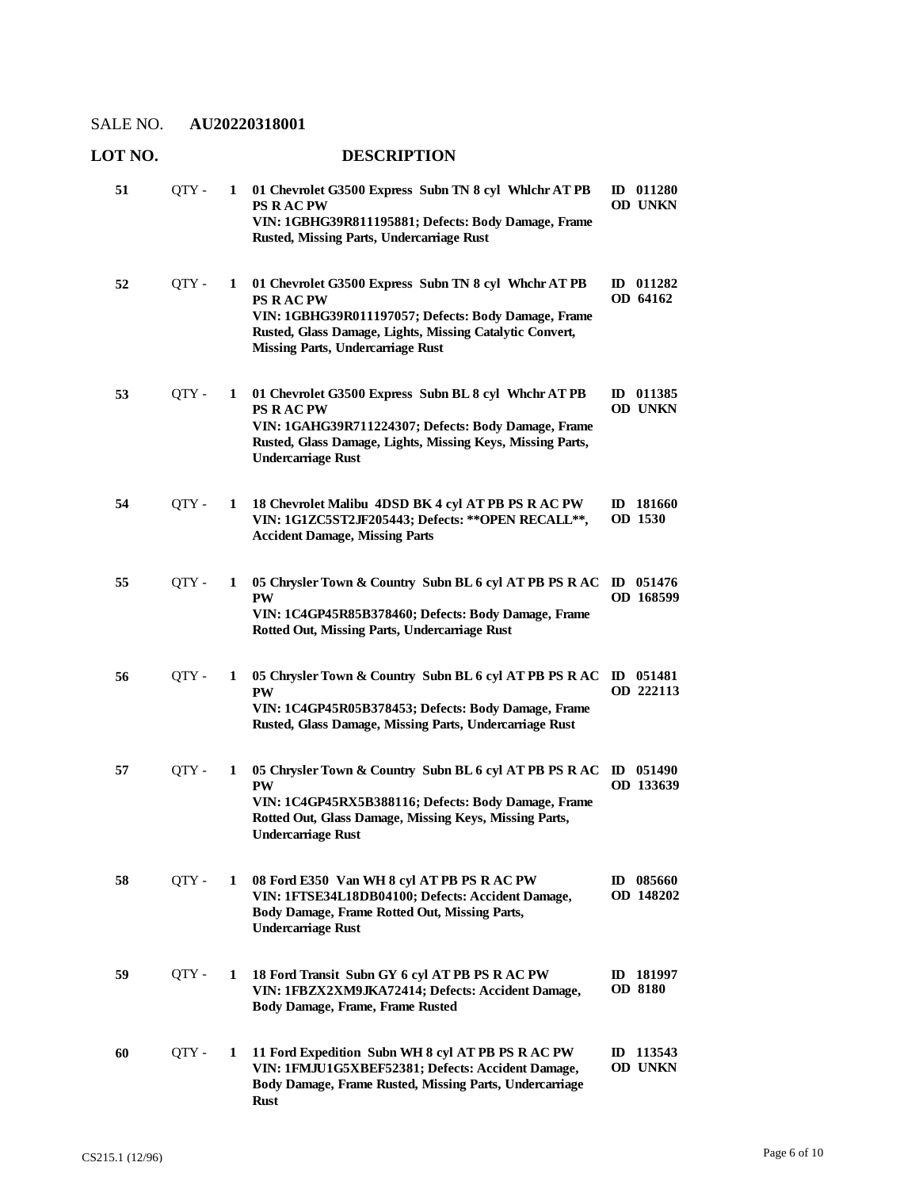SALE NO. **AU20220318001**

| LOT NO. | | | DESCRIPTION | |
|---|---|---|---|---|
| 51 | QTY - | 1 | **01 Chevrolet G3500 Express Subn TN 8 cyl Whlchr AT PB PS R AC PW**<br>**VIN: 1GBHG39R811195881; Defects: Body Damage, Frame Rusted, Missing Parts, Undercarriage Rust** | **ID 011280**<br>**OD UNKN** |
| 52 | QTY - | 1 | **01 Chevrolet G3500 Express Subn TN 8 cyl Whchr AT PB PS R AC PW**<br>**VIN: 1GBHG39R011197057; Defects: Body Damage, Frame Rusted, Glass Damage, Lights, Missing Catalytic Convert, Missing Parts, Undercarriage Rust** | **ID 011282**<br>**OD 64162** |
| 53 | QTY - | 1 | **01 Chevrolet G3500 Express Subn BL 8 cyl Whchr AT PB PS R AC PW**<br>**VIN: 1GAHG39R711224307; Defects: Body Damage, Frame Rusted, Glass Damage, Lights, Missing Keys, Missing Parts, Undercarriage Rust** | **ID 011385**<br>**OD UNKN** |
| 54 | QTY - | 1 | **18 Chevrolet Malibu 4DSD BK 4 cyl AT PB PS R AC PW**<br>**VIN: 1G1ZC5ST2JF205443; Defects: **OPEN RECALL**, Accident Damage, Missing Parts** | **ID 181660**<br>**OD 1530** |
| 55 | QTY - | 1 | **05 Chrysler Town & Country Subn BL 6 cyl AT PB PS R AC PW**<br>**VIN: 1C4GP45R85B378460; Defects: Body Damage, Frame Rotted Out, Missing Parts, Undercarriage Rust** | **ID 051476**<br>**OD 168599** |
| 56 | QTY - | 1 | **05 Chrysler Town & Country Subn BL 6 cyl AT PB PS R AC PW**<br>**VIN: 1C4GP45R05B378453; Defects: Body Damage, Frame Rusted, Glass Damage, Missing Parts, Undercarriage Rust** | **ID 051481**<br>**OD 222113** |
| 57 | QTY - | 1 | **05 Chrysler Town & Country Subn BL 6 cyl AT PB PS R AC PW**<br>**VIN: 1C4GP45RX5B388116; Defects: Body Damage, Frame Rotted Out, Glass Damage, Missing Keys, Missing Parts, Undercarriage Rust** | **ID 051490**<br>**OD 133639** |
| 58 | QTY - | 1 | **08 Ford E350 Van WH 8 cyl AT PB PS R AC PW**<br>**VIN: 1FTSE34L18DB04100; Defects: Accident Damage, Body Damage, Frame Rotted Out, Missing Parts, Undercarriage Rust** | **ID 085660**<br>**OD 148202** |
| 59 | QTY - | 1 | **18 Ford Transit Subn GY 6 cyl AT PB PS R AC PW**<br>**VIN: 1FBZX2XM9JKA72414; Defects: Accident Damage, Body Damage, Frame, Frame Rusted** | **ID 181997**<br>**OD 8180** |
| 60 | QTY - | 1 | **11 Ford Expedition Subn WH 8 cyl AT PB PS R AC PW**<br>**VIN: 1FMJU1G5XBEF52381; Defects: Accident Damage, Body Damage, Frame Rusted, Missing Parts, Undercarriage Rust** | **ID 113543**<br>**OD UNKN** |

CS215.1 (12/96)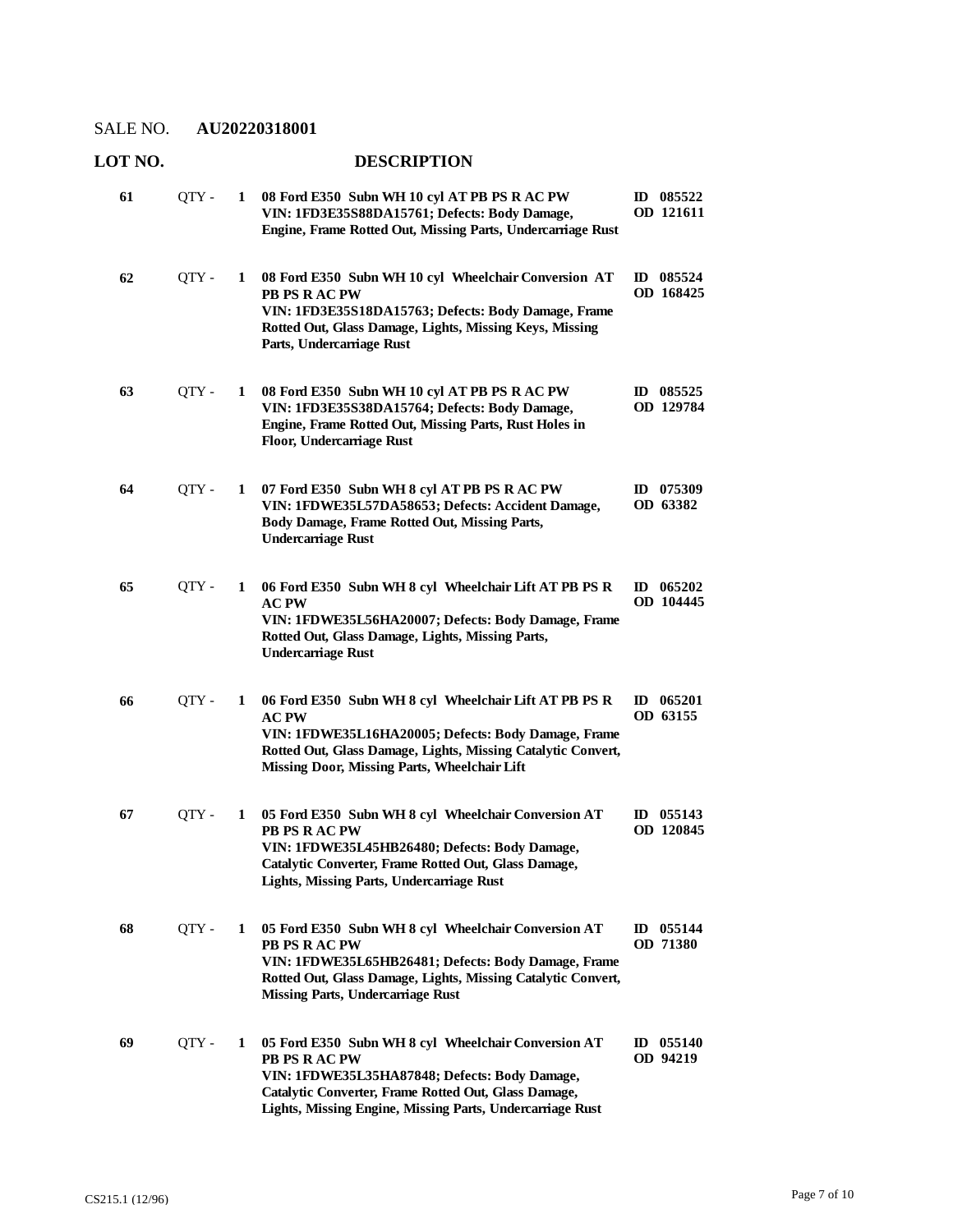SALE NO. **AU20220318001**

| LOT NO. | | | DESCRIPTION | |
|---|---|---|---|---|
| **61** | QTY - | **1** | **08 Ford E350 Subn WH 10 cyl AT PB PS R AC PW**<br>**VIN: 1FD3E35S88DA15761; Defects: Body Damage, Engine, Frame Rotted Out, Missing Parts, Undercarriage Rust** | **ID 085522**<br>**OD 121611** |
| **62** | QTY - | **1** | **08 Ford E350 Subn WH 10 cyl Wheelchair Conversion AT PB PS R AC PW**<br>**VIN: 1FD3E35S18DA15763; Defects: Body Damage, Frame Rotted Out, Glass Damage, Lights, Missing Keys, Missing Parts, Undercarriage Rust** | **ID 085524**<br>**OD 168425** |
| **63** | QTY - | **1** | **08 Ford E350 Subn WH 10 cyl AT PB PS R AC PW**<br>**VIN: 1FD3E35S38DA15764; Defects: Body Damage, Engine, Frame Rotted Out, Missing Parts, Rust Holes in Floor, Undercarriage Rust** | **ID 085525**<br>**OD 129784** |
| **64** | QTY - | **1** | **07 Ford E350 Subn WH 8 cyl AT PB PS R AC PW**<br>**VIN: 1FDWE35L57DA58653; Defects: Accident Damage, Body Damage, Frame Rotted Out, Missing Parts, Undercarriage Rust** | **ID 075309**<br>**OD 63382** |
| **65** | QTY - | **1** | **06 Ford E350 Subn WH 8 cyl Wheelchair Lift AT PB PS R AC PW**<br>**VIN: 1FDWE35L56HA20007; Defects: Body Damage, Frame Rotted Out, Glass Damage, Lights, Missing Parts, Undercarriage Rust** | **ID 065202**<br>**OD 104445** |
| **66** | QTY - | **1** | **06 Ford E350 Subn WH 8 cyl Wheelchair Lift AT PB PS R AC PW**<br>**VIN: 1FDWE35L16HA20005; Defects: Body Damage, Frame Rotted Out, Glass Damage, Lights, Missing Catalytic Convert, Missing Door, Missing Parts, Wheelchair Lift** | **ID 065201**<br>**OD 63155** |
| **67** | QTY - | **1** | **05 Ford E350 Subn WH 8 cyl Wheelchair Conversion AT PB PS R AC PW**<br>**VIN: 1FDWE35L45HB26480; Defects: Body Damage, Catalytic Converter, Frame Rotted Out, Glass Damage, Lights, Missing Parts, Undercarriage Rust** | **ID 055143**<br>**OD 120845** |
| **68** | QTY - | **1** | **05 Ford E350 Subn WH 8 cyl Wheelchair Conversion AT PB PS R AC PW**<br>**VIN: 1FDWE35L65HB26481; Defects: Body Damage, Frame Rotted Out, Glass Damage, Lights, Missing Catalytic Convert, Missing Parts, Undercarriage Rust** | **ID 055144**<br>**OD 71380** |
| **69** | QTY - | **1** | **05 Ford E350 Subn WH 8 cyl Wheelchair Conversion AT PB PS R AC PW**<br>**VIN: 1FDWE35L35HA87848; Defects: Body Damage, Catalytic Converter, Frame Rotted Out, Glass Damage, Lights, Missing Engine, Missing Parts, Undercarriage Rust** | **ID 055140**<br>**OD 94219** |

CS215.1 (12/96)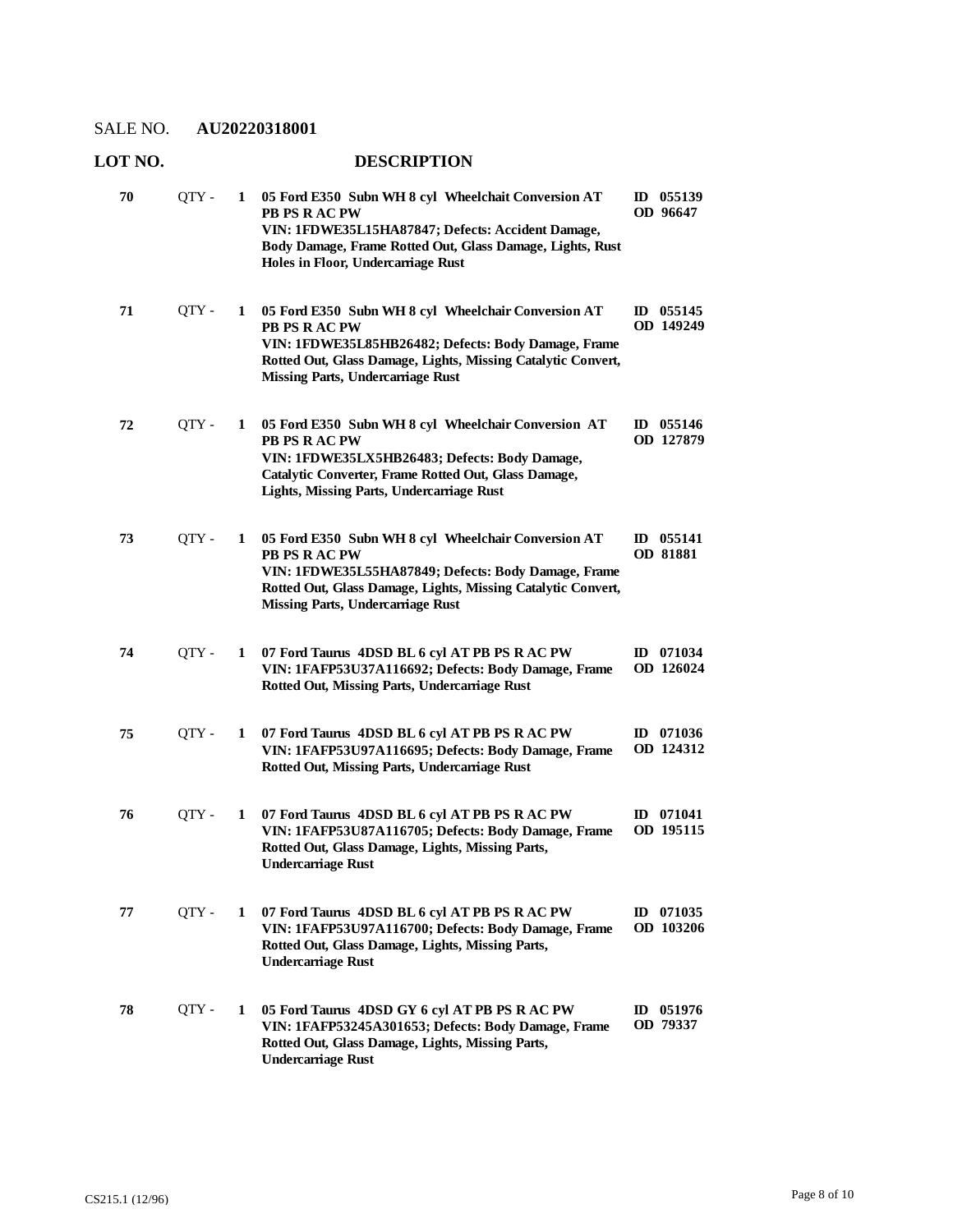SALE NO. **AU20220318001**

| LOT NO. | | | DESCRIPTION | |
|---|---|---|---|---|
| **70** | QTY - | **1** | **05 Ford E350 Subn WH 8 cyl Wheelchait Conversion AT PB PS R AC PW VIN: 1FDWE35L15HA87847; Defects: Accident Damage, Body Damage, Frame Rotted Out, Glass Damage, Lights, Rust Holes in Floor, Undercarriage Rust** | **ID 055139 OD 96647** |
| **71** | QTY - | **1** | **05 Ford E350 Subn WH 8 cyl Wheelchair Conversion AT PB PS R AC PW VIN: 1FDWE35L85HB26482; Defects: Body Damage, Frame Rotted Out, Glass Damage, Lights, Missing Catalytic Convert, Missing Parts, Undercarriage Rust** | **ID 055145 OD 149249** |
| **72** | QTY - | **1** | **05 Ford E350 Subn WH 8 cyl Wheelchair Conversion AT PB PS R AC PW VIN: 1FDWE35LX5HB26483; Defects: Body Damage, Catalytic Converter, Frame Rotted Out, Glass Damage, Lights, Missing Parts, Undercarriage Rust** | **ID 055146 OD 127879** |
| **73** | QTY - | **1** | **05 Ford E350 Subn WH 8 cyl Wheelchair Conversion AT PB PS R AC PW VIN: 1FDWE35L55HA87849; Defects: Body Damage, Frame Rotted Out, Glass Damage, Lights, Missing Catalytic Convert, Missing Parts, Undercarriage Rust** | **ID 055141 OD 81881** |
| **74** | QTY - | **1** | **07 Ford Taurus 4DSD BL 6 cyl AT PB PS R AC PW VIN: 1FAFP53U37A116692; Defects: Body Damage, Frame Rotted Out, Missing Parts, Undercarriage Rust** | **ID 071034 OD 126024** |
| **75** | QTY - | **1** | **07 Ford Taurus 4DSD BL 6 cyl AT PB PS R AC PW VIN: 1FAFP53U97A116695; Defects: Body Damage, Frame Rotted Out, Missing Parts, Undercarriage Rust** | **ID 071036 OD 124312** |
| **76** | QTY - | **1** | **07 Ford Taurus 4DSD BL 6 cyl AT PB PS R AC PW VIN: 1FAFP53U87A116705; Defects: Body Damage, Frame Rotted Out, Glass Damage, Lights, Missing Parts, Undercarriage Rust** | **ID 071041 OD 195115** |
| **77** | QTY - | **1** | **07 Ford Taurus 4DSD BL 6 cyl AT PB PS R AC PW VIN: 1FAFP53U97A116700; Defects: Body Damage, Frame Rotted Out, Glass Damage, Lights, Missing Parts, Undercarriage Rust** | **ID 071035 OD 103206** |
| **78** | QTY - | **1** | **05 Ford Taurus 4DSD GY 6 cyl AT PB PS R AC PW VIN: 1FAFP53245A301653; Defects: Body Damage, Frame Rotted Out, Glass Damage, Lights, Missing Parts, Undercarriage Rust** | **ID 051976 OD 79337** |

CS215.1 (12/96)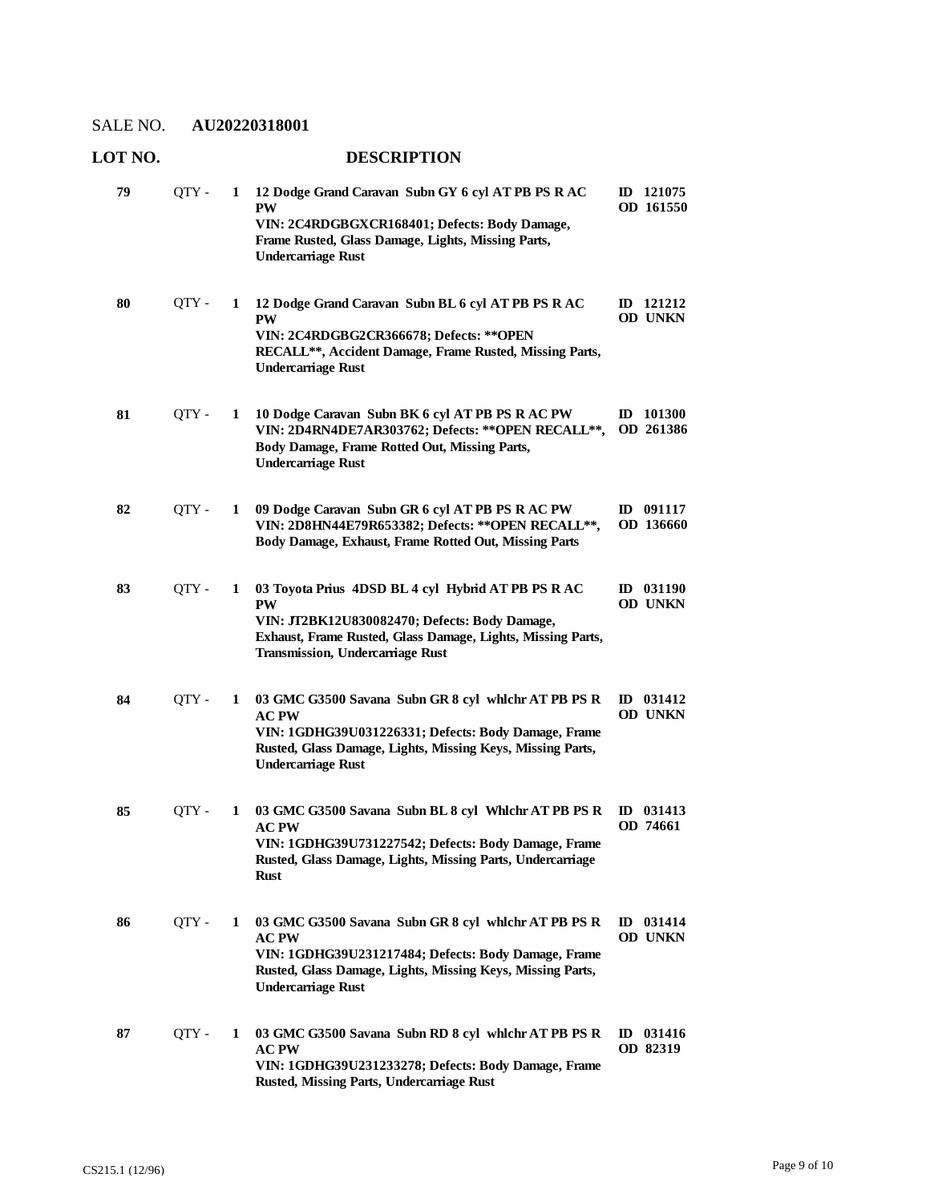SALE NO. **AU20220318001**

| LOT NO. | | | DESCRIPTION | |
|---|---|---|---|---|
| **79** | QTY - | **1** | **12 Dodge Grand Caravan Subn GY 6 cyl AT PB PS R AC PW**<br>**VIN: 2C4RDGBGXCR168401; Defects: Body Damage, Frame Rusted, Glass Damage, Lights, Missing Parts, Undercarriage Rust** | **ID 121075**<br>**OD 161550** |
| **80** | QTY - | **1** | **12 Dodge Grand Caravan Subn BL 6 cyl AT PB PS R AC PW**<br>**VIN: 2C4RDGBG2CR366678; Defects: **OPEN RECALL**, Accident Damage, Frame Rusted, Missing Parts, Undercarriage Rust** | **ID 121212**<br>**OD UNKN** |
| **81** | QTY - | **1** | **10 Dodge Caravan Subn BK 6 cyl AT PB PS R AC PW**<br>**VIN: 2D4RN4DE7AR303762; Defects: **OPEN RECALL**, Body Damage, Frame Rotted Out, Missing Parts, Undercarriage Rust** | **ID 101300**<br>**OD 261386** |
| **82** | QTY - | **1** | **09 Dodge Caravan Subn GR 6 cyl AT PB PS R AC PW**<br>**VIN: 2D8HN44E79R653382; Defects: **OPEN RECALL**, Body Damage, Exhaust, Frame Rotted Out, Missing Parts** | **ID 091117**<br>**OD 136660** |
| **83** | QTY - | **1** | **03 Toyota Prius 4DSD BL 4 cyl Hybrid AT PB PS R AC PW**<br>**VIN: JT2BK12U830082470; Defects: Body Damage, Exhaust, Frame Rusted, Glass Damage, Lights, Missing Parts, Transmission, Undercarriage Rust** | **ID 031190**<br>**OD UNKN** |
| **84** | QTY - | **1** | **03 GMC G3500 Savana Subn GR 8 cyl whlchr AT PB PS R AC PW**<br>**VIN: 1GDHG39U031226331; Defects: Body Damage, Frame Rusted, Glass Damage, Lights, Missing Keys, Missing Parts, Undercarriage Rust** | **ID 031412**<br>**OD UNKN** |
| **85** | QTY - | **1** | **03 GMC G3500 Savana Subn BL 8 cyl Whlchr AT PB PS R AC PW**<br>**VIN: 1GDHG39U731227542; Defects: Body Damage, Frame Rusted, Glass Damage, Lights, Missing Parts, Undercarriage Rust** | **ID 031413**<br>**OD 74661** |
| **86** | QTY - | **1** | **03 GMC G3500 Savana Subn GR 8 cyl whlchr AT PB PS R AC PW**<br>**VIN: 1GDHG39U231217484; Defects: Body Damage, Frame Rusted, Glass Damage, Lights, Missing Keys, Missing Parts, Undercarriage Rust** | **ID 031414**<br>**OD UNKN** |
| **87** | QTY - | **1** | **03 GMC G3500 Savana Subn RD 8 cyl whlchr AT PB PS R AC PW**<br>**VIN: 1GDHG39U231233278; Defects: Body Damage, Frame Rusted, Missing Parts, Undercarriage Rust** | **ID 031416**<br>**OD 82319** |

CS215.1 (12/96)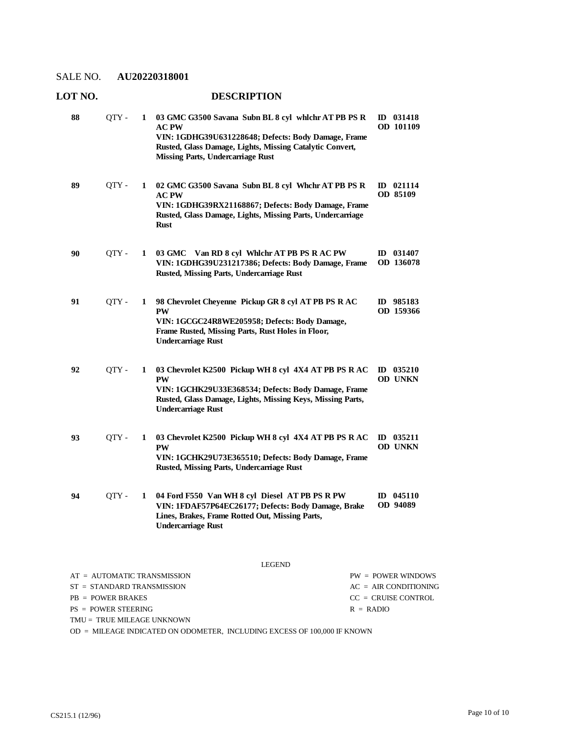SALE NO. **AU20220318001**

| LOT NO. | | | DESCRIPTION | |
|---|---|---|---|---|
| **88** | QTY - | **1** | **03 GMC G3500 Savana Subn BL 8 cyl whlchr AT PB PS R AC PW**<br>**VIN: 1GDHG39U631228648; Defects: Body Damage, Frame Rusted, Glass Damage, Lights, Missing Catalytic Convert, Missing Parts, Undercarriage Rust** | **ID 031418**<br>**OD 101109** |
| **89** | QTY - | **1** | **02 GMC G3500 Savana Subn BL 8 cyl Whchr AT PB PS R AC PW**<br>**VIN: 1GDHG39RX21168867; Defects: Body Damage, Frame Rusted, Glass Damage, Lights, Missing Parts, Undercarriage Rust** | **ID 021114**<br>**OD 85109** |
| **90** | QTY - | **1** | **03 GMC Van RD 8 cyl Whlchr AT PB PS R AC PW**<br>**VIN: 1GDHG39U231217386; Defects: Body Damage, Frame Rusted, Missing Parts, Undercarriage Rust** | **ID 031407**<br>**OD 136078** |
| **91** | QTY - | **1** | **98 Chevrolet Cheyenne Pickup GR 8 cyl AT PB PS R AC PW**<br>**VIN: 1GCGC24R8WE205958; Defects: Body Damage, Frame Rusted, Missing Parts, Rust Holes in Floor, Undercarriage Rust** | **ID 985183**<br>**OD 159366** |
| **92** | QTY - | **1** | **03 Chevrolet K2500 Pickup WH 8 cyl 4X4 AT PB PS R AC PW**<br>**VIN: 1GCHK29U33E368534; Defects: Body Damage, Frame Rusted, Glass Damage, Lights, Missing Keys, Missing Parts, Undercarriage Rust** | **ID 035210**<br>**OD UNKN** |
| **93** | QTY - | **1** | **03 Chevrolet K2500 Pickup WH 8 cyl 4X4 AT PB PS R AC PW**<br>**VIN: 1GCHK29U73E365510; Defects: Body Damage, Frame Rusted, Missing Parts, Undercarriage Rust** | **ID 035211**<br>**OD UNKN** |
| **94** | QTY - | **1** | **04 Ford F550 Van WH 8 cyl Diesel AT PB PS R PW**<br>**VIN: 1FDAF57P64EC26177; Defects: Body Damage, Brake Lines, Brakes, Frame Rotted Out, Missing Parts, Undercarriage Rust** | **ID 045110**<br>**OD 94089** |

LEGEND

AT = AUTOMATIC TRANSMISSION
ST = STANDARD TRANSMISSION
PB = POWER BRAKES
PS = POWER STEERING
TMU = TRUE MILEAGE UNKNOWN
OD = MILEAGE INDICATED ON ODOMETER, INCLUDING EXCESS OF 100,000 IF KNOWN

PW = POWER WINDOWS
AC = AIR CONDITIONING
CC = CRUISE CONTROL
R = RADIO

CS215.1 (12/96)